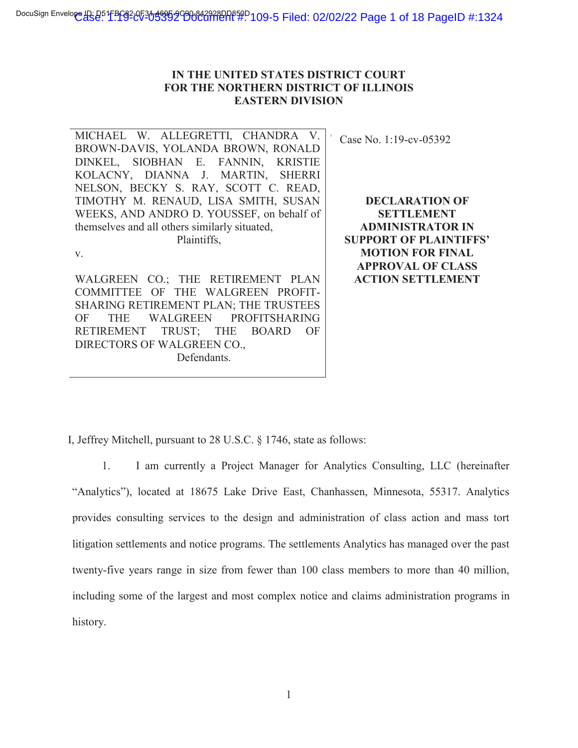**IN THE UNITED STATES DISTRICT COURT**
**FOR THE NORTHERN DISTRICT OF ILLINOIS**
**EASTERN DIVISION**

| | |
|---|---|
| MICHAEL W. ALLEGRETTI, CHANDRA V. BROWN-DAVIS, YOLANDA BROWN, RONALD DINKEL, SIOBHAN E. FANNIN, KRISTIE KOLACNY, DIANNA J. MARTIN, SHERRI NELSON, BECKY S. RAY, SCOTT C. READ, TIMOTHY M. RENAUD, LISA SMITH, SUSAN WEEKS, AND ANDRO D. YOUSSEF, on behalf of themselves and all others similarly situated,<br>Plaintiffs,<br><br>v.<br><br>WALGREEN CO.; THE RETIREMENT PLAN COMMITTEE OF THE WALGREEN PROFIT-SHARING RETIREMENT PLAN; THE TRUSTEES OF THE WALGREEN PROFITSHARING RETIREMENT TRUST; THE BOARD OF DIRECTORS OF WALGREEN CO.,<br>Defendants. | Case No. 1:19-cv-05392<br><br>**DECLARATION OF SETTLEMENT ADMINISTRATOR IN SUPPORT OF PLAINTIFFS' MOTION FOR FINAL APPROVAL OF CLASS ACTION SETTLEMENT** |

I, Jeffrey Mitchell, pursuant to 28 U.S.C. § 1746, state as follows:

1. I am currently a Project Manager for Analytics Consulting, LLC (hereinafter "Analytics"), located at 18675 Lake Drive East, Chanhassen, Minnesota, 55317. Analytics provides consulting services to the design and administration of class action and mass tort litigation settlements and notice programs. The settlements Analytics has managed over the past twenty-five years range in size from fewer than 100 class members to more than 40 million, including some of the largest and most complex notice and claims administration programs in history.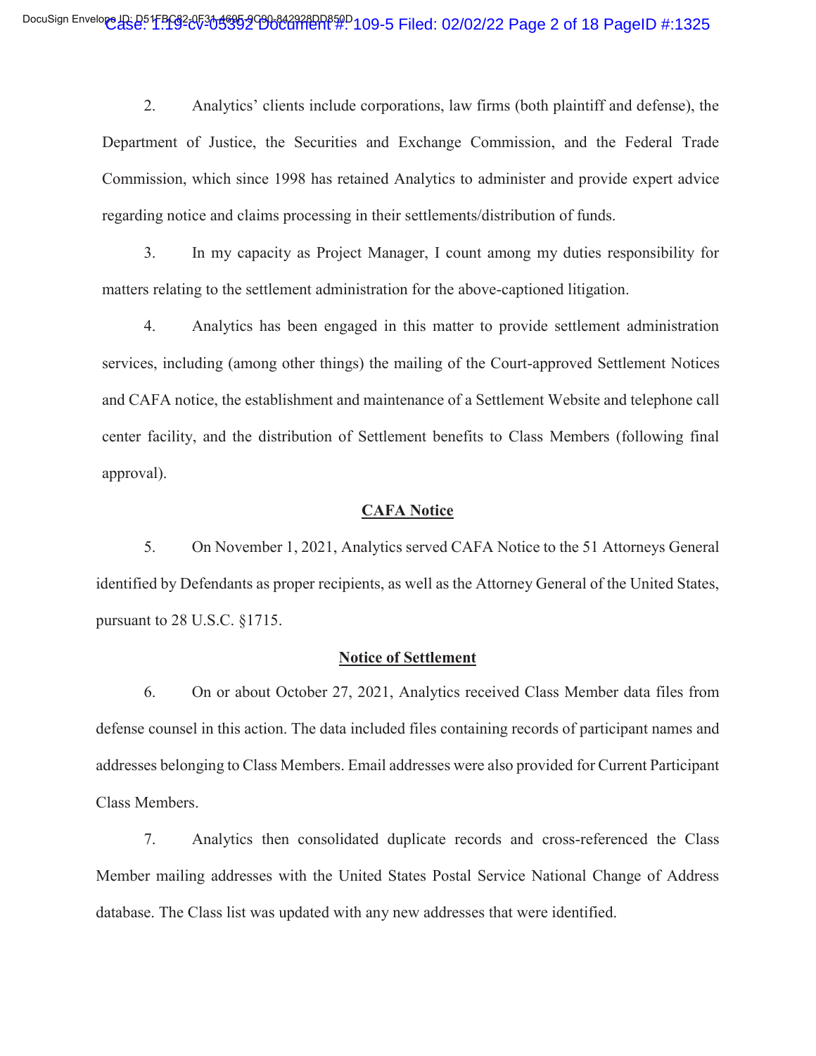2. Analytics' clients include corporations, law firms (both plaintiff and defense), the Department of Justice, the Securities and Exchange Commission, and the Federal Trade Commission, which since 1998 has retained Analytics to administer and provide expert advice regarding notice and claims processing in their settlements/distribution of funds.

3. In my capacity as Project Manager, I count among my duties responsibility for matters relating to the settlement administration for the above-captioned litigation.

4. Analytics has been engaged in this matter to provide settlement administration services, including (among other things) the mailing of the Court-approved Settlement Notices and CAFA notice, the establishment and maintenance of a Settlement Website and telephone call center facility, and the distribution of Settlement benefits to Class Members (following final approval).

**CAFA Notice**

5. On November 1, 2021, Analytics served CAFA Notice to the 51 Attorneys General identified by Defendants as proper recipients, as well as the Attorney General of the United States, pursuant to 28 U.S.C. §1715.

**Notice of Settlement**

6. On or about October 27, 2021, Analytics received Class Member data files from defense counsel in this action. The data included files containing records of participant names and addresses belonging to Class Members. Email addresses were also provided for Current Participant Class Members.

7. Analytics then consolidated duplicate records and cross-referenced the Class Member mailing addresses with the United States Postal Service National Change of Address database. The Class list was updated with any new addresses that were identified.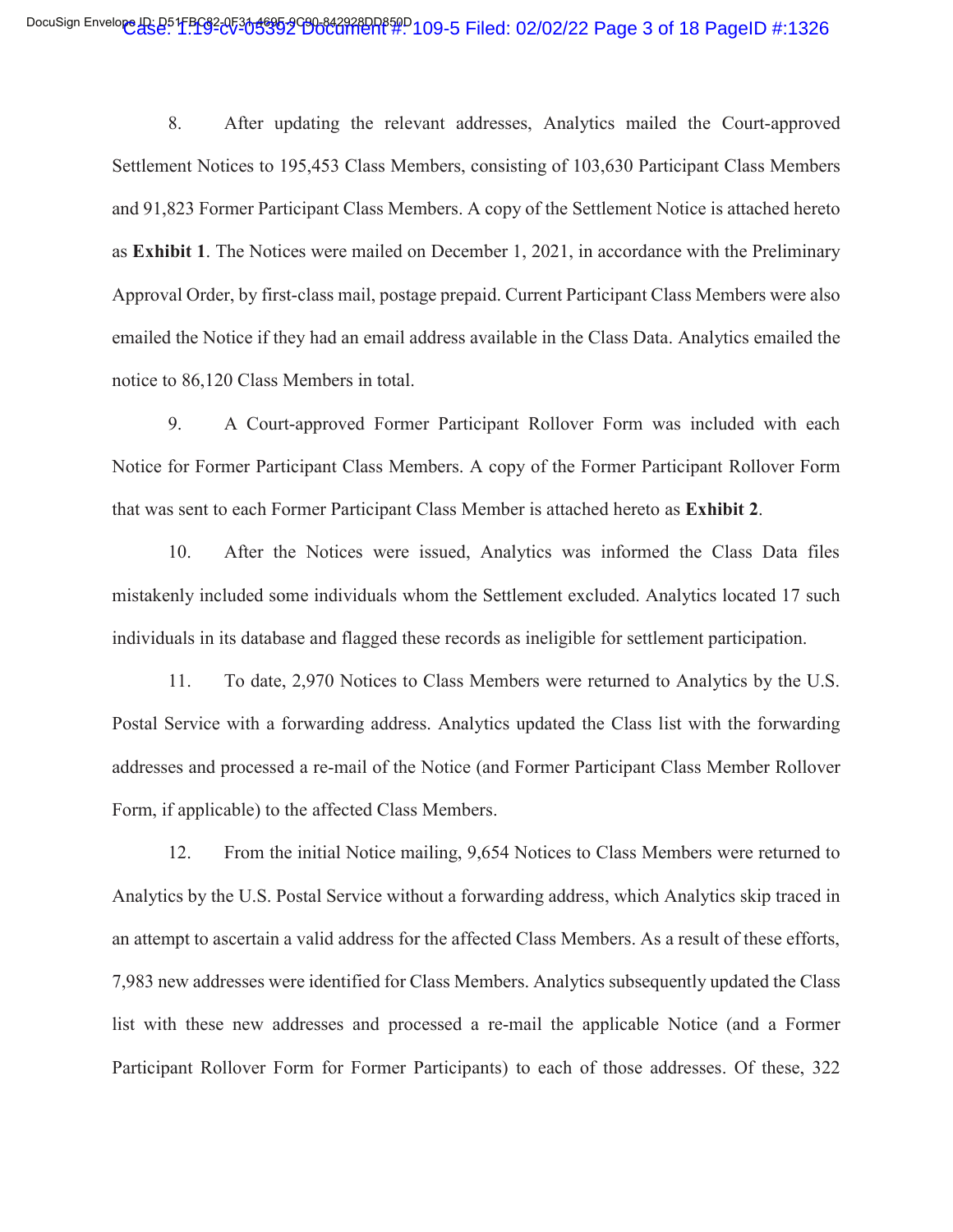8. After updating the relevant addresses, Analytics mailed the Court-approved Settlement Notices to 195,453 Class Members, consisting of 103,630 Participant Class Members and 91,823 Former Participant Class Members. A copy of the Settlement Notice is attached hereto as **Exhibit 1**. The Notices were mailed on December 1, 2021, in accordance with the Preliminary Approval Order, by first-class mail, postage prepaid. Current Participant Class Members were also emailed the Notice if they had an email address available in the Class Data. Analytics emailed the notice to 86,120 Class Members in total.

9. A Court-approved Former Participant Rollover Form was included with each Notice for Former Participant Class Members. A copy of the Former Participant Rollover Form that was sent to each Former Participant Class Member is attached hereto as **Exhibit 2**.

10. After the Notices were issued, Analytics was informed the Class Data files mistakenly included some individuals whom the Settlement excluded. Analytics located 17 such individuals in its database and flagged these records as ineligible for settlement participation.

11. To date, 2,970 Notices to Class Members were returned to Analytics by the U.S. Postal Service with a forwarding address. Analytics updated the Class list with the forwarding addresses and processed a re-mail of the Notice (and Former Participant Class Member Rollover Form, if applicable) to the affected Class Members.

12. From the initial Notice mailing, 9,654 Notices to Class Members were returned to Analytics by the U.S. Postal Service without a forwarding address, which Analytics skip traced in an attempt to ascertain a valid address for the affected Class Members. As a result of these efforts, 7,983 new addresses were identified for Class Members. Analytics subsequently updated the Class list with these new addresses and processed a re-mail the applicable Notice (and a Former Participant Rollover Form for Former Participants) to each of those addresses. Of these, 322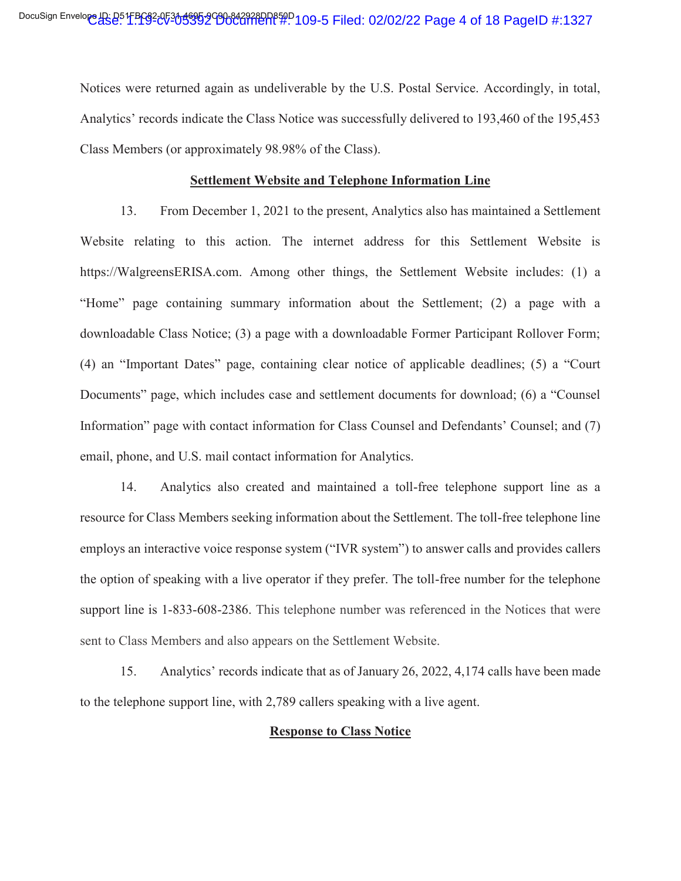Notices were returned again as undeliverable by the U.S. Postal Service. Accordingly, in total, Analytics' records indicate the Class Notice was successfully delivered to 193,460 of the 195,453 Class Members (or approximately 98.98% of the Class).

## Settlement Website and Telephone Information Line

13. From December 1, 2021 to the present, Analytics also has maintained a Settlement Website relating to this action. The internet address for this Settlement Website is https://WalgreensERISA.com. Among other things, the Settlement Website includes: (1) a "Home" page containing summary information about the Settlement; (2) a page with a downloadable Class Notice; (3) a page with a downloadable Former Participant Rollover Form; (4) an "Important Dates" page, containing clear notice of applicable deadlines; (5) a "Court Documents" page, which includes case and settlement documents for download; (6) a "Counsel Information" page with contact information for Class Counsel and Defendants' Counsel; and (7) email, phone, and U.S. mail contact information for Analytics.

14. Analytics also created and maintained a toll-free telephone support line as a resource for Class Members seeking information about the Settlement. The toll-free telephone line employs an interactive voice response system ("IVR system") to answer calls and provides callers the option of speaking with a live operator if they prefer. The toll-free number for the telephone support line is 1-833-608-2386. This telephone number was referenced in the Notices that were sent to Class Members and also appears on the Settlement Website.

15. Analytics' records indicate that as of January 26, 2022, 4,174 calls have been made to the telephone support line, with 2,789 callers speaking with a live agent.

## Response to Class Notice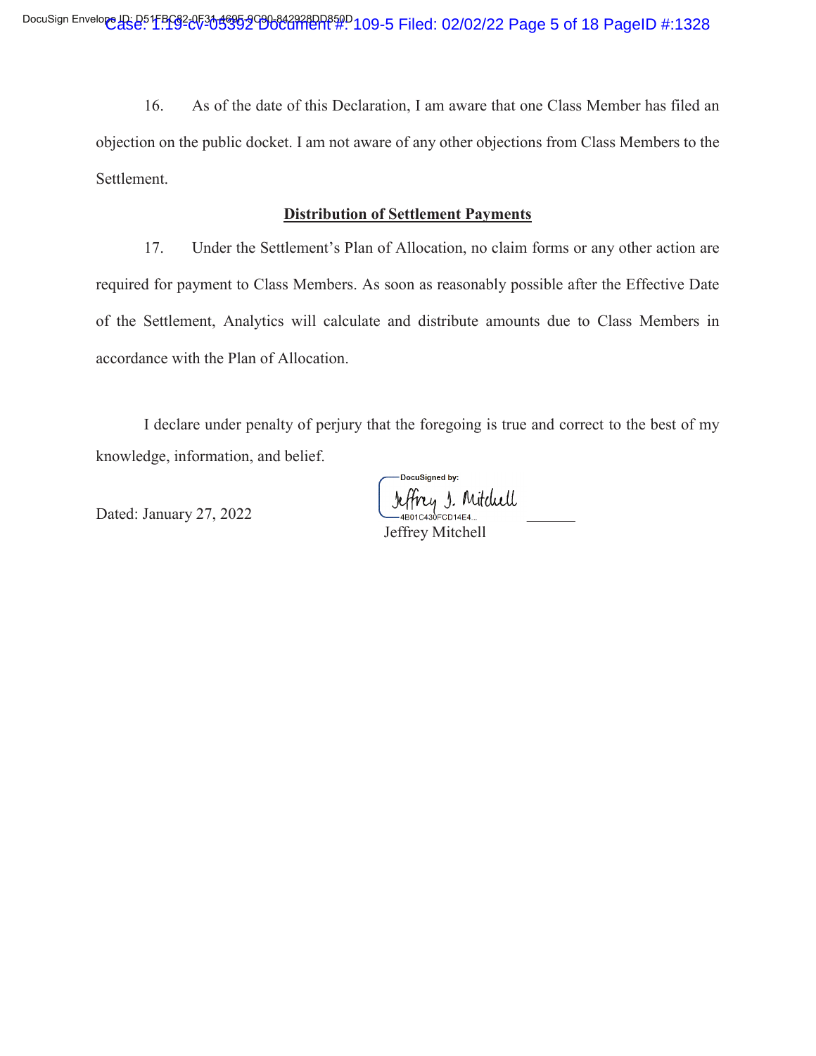16. As of the date of this Declaration, I am aware that one Class Member has filed an objection on the public docket. I am not aware of any other objections from Class Members to the Settlement.

**Distribution of Settlement Payments**

17. Under the Settlement's Plan of Allocation, no claim forms or any other action are required for payment to Class Members. As soon as reasonably possible after the Effective Date of the Settlement, Analytics will calculate and distribute amounts due to Class Members in accordance with the Plan of Allocation.

I declare under penalty of perjury that the foregoing is true and correct to the best of my knowledge, information, and belief.

Dated: January 27, 2022

DocuSigned by:
Jeffrey J. Mitchell
4B01C430FCD14E4...

Jeffrey Mitchell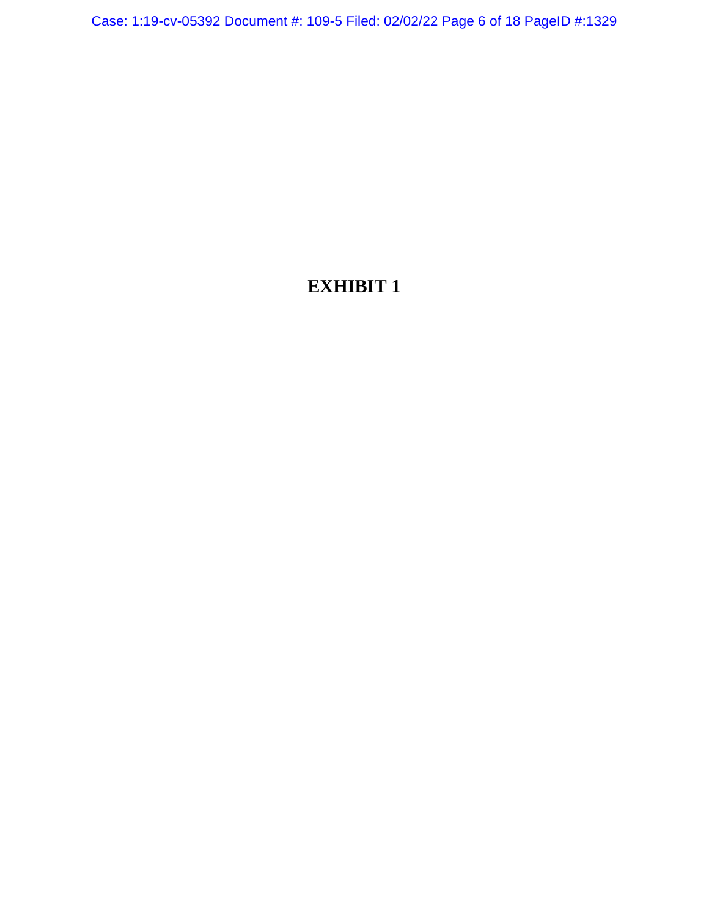# EXHIBIT 1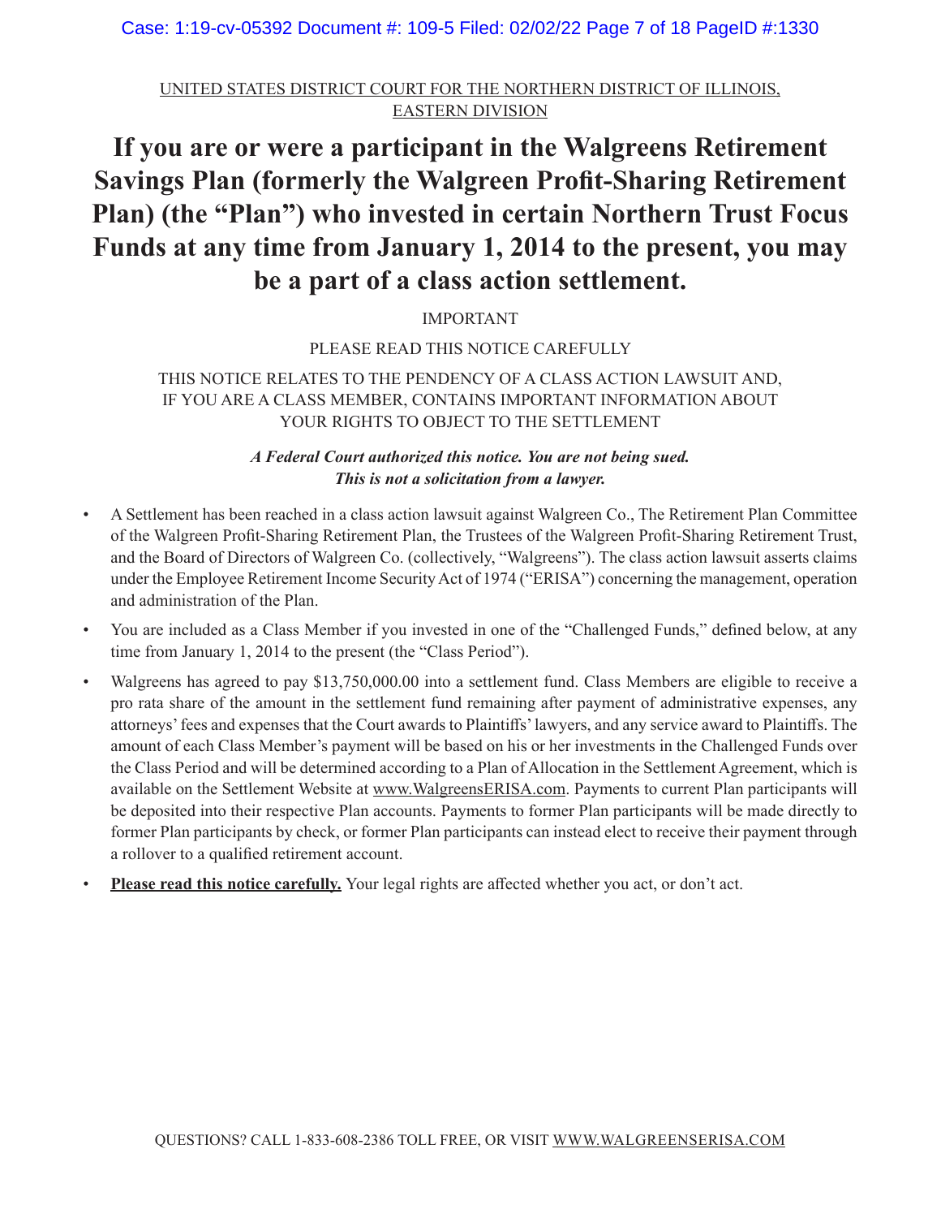UNITED STATES DISTRICT COURT FOR THE NORTHERN DISTRICT OF ILLINOIS, EASTERN DIVISION

# If you are or were a participant in the Walgreens Retirement Savings Plan (formerly the Walgreen Profit-Sharing Retirement Plan) (the "Plan") who invested in certain Northern Trust Focus Funds at any time from January 1, 2014 to the present, you may be a part of a class action settlement.

IMPORTANT

PLEASE READ THIS NOTICE CAREFULLY

THIS NOTICE RELATES TO THE PENDENCY OF A CLASS ACTION LAWSUIT AND, IF YOU ARE A CLASS MEMBER, CONTAINS IMPORTANT INFORMATION ABOUT YOUR RIGHTS TO OBJECT TO THE SETTLEMENT

***A Federal Court authorized this notice. You are not being sued. This is not a solicitation from a lawyer.***

- A Settlement has been reached in a class action lawsuit against Walgreen Co., The Retirement Plan Committee of the Walgreen Profit-Sharing Retirement Plan, the Trustees of the Walgreen Profit-Sharing Retirement Trust, and the Board of Directors of Walgreen Co. (collectively, "Walgreens"). The class action lawsuit asserts claims under the Employee Retirement Income Security Act of 1974 ("ERISA") concerning the management, operation and administration of the Plan.
- You are included as a Class Member if you invested in one of the "Challenged Funds," defined below, at any time from January 1, 2014 to the present (the "Class Period").
- Walgreens has agreed to pay $13,750,000.00 into a settlement fund. Class Members are eligible to receive a pro rata share of the amount in the settlement fund remaining after payment of administrative expenses, any attorneys' fees and expenses that the Court awards to Plaintiffs' lawyers, and any service award to Plaintiffs. The amount of each Class Member's payment will be based on his or her investments in the Challenged Funds over the Class Period and will be determined according to a Plan of Allocation in the Settlement Agreement, which is available on the Settlement Website at www.WalgreensERISA.com. Payments to current Plan participants will be deposited into their respective Plan accounts. Payments to former Plan participants will be made directly to former Plan participants by check, or former Plan participants can instead elect to receive their payment through a rollover to a qualified retirement account.
- **Please read this notice carefully.** Your legal rights are affected whether you act, or don't act.

QUESTIONS? CALL 1-833-608-2386 TOLL FREE, OR VISIT WWW.WALGREENSERISA.COM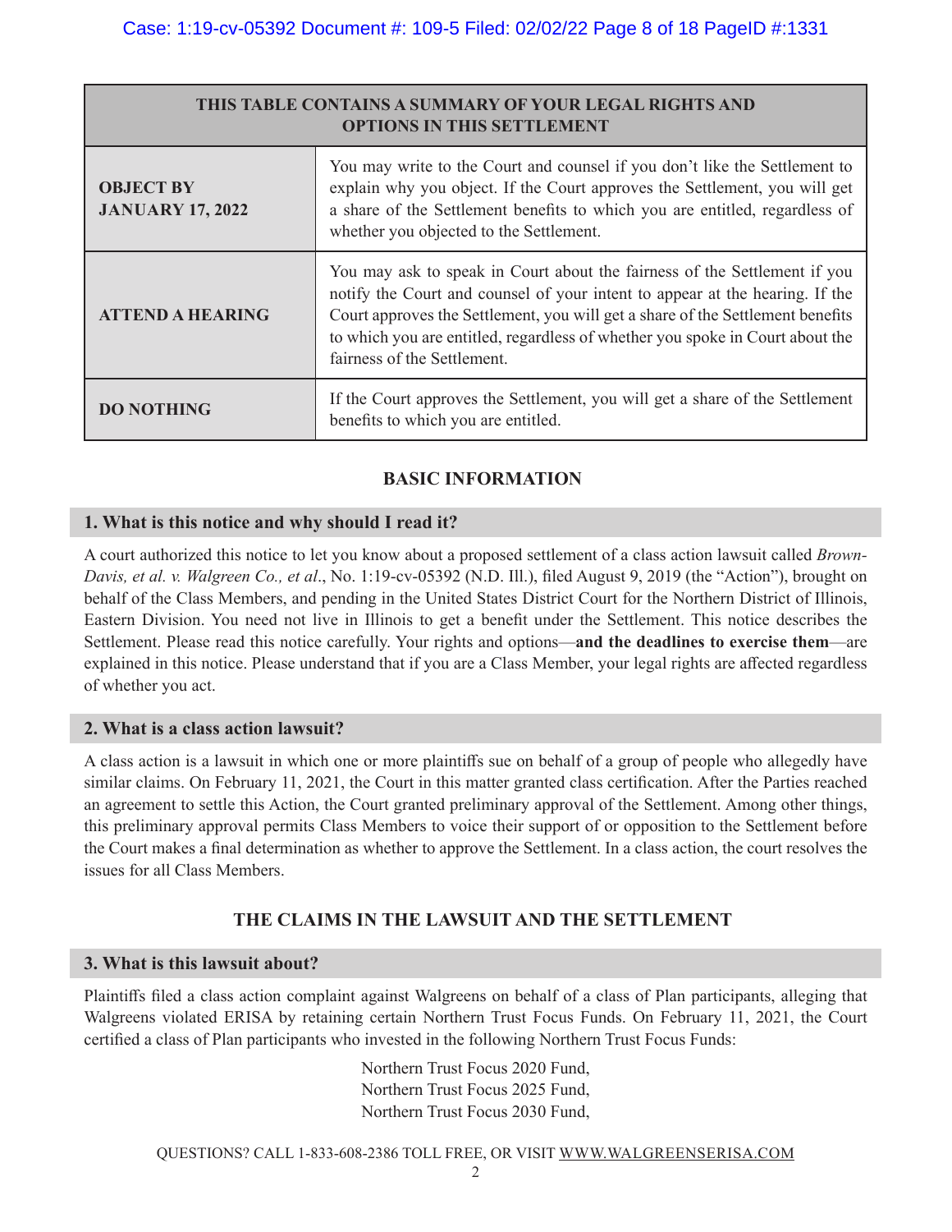| THIS TABLE CONTAINS A SUMMARY OF YOUR LEGAL RIGHTS AND OPTIONS IN THIS SETTLEMENT | |
|---|---|
| **OBJECT BY JANUARY 17, 2022** | You may write to the Court and counsel if you don't like the Settlement to explain why you object. If the Court approves the Settlement, you will get a share of the Settlement benefits to which you are entitled, regardless of whether you objected to the Settlement. |
| **ATTEND A HEARING** | You may ask to speak in Court about the fairness of the Settlement if you notify the Court and counsel of your intent to appear at the hearing. If the Court approves the Settlement, you will get a share of the Settlement benefits to which you are entitled, regardless of whether you spoke in Court about the fairness of the Settlement. |
| **DO NOTHING** | If the Court approves the Settlement, you will get a share of the Settlement benefits to which you are entitled. |

## BASIC INFORMATION

### 1. What is this notice and why should I read it?

A court authorized this notice to let you know about a proposed settlement of a class action lawsuit called *Brown-Davis, et al. v. Walgreen Co., et al*., No. 1:19-cv-05392 (N.D. Ill.), filed August 9, 2019 (the "Action"), brought on behalf of the Class Members, and pending in the United States District Court for the Northern District of Illinois, Eastern Division. You need not live in Illinois to get a benefit under the Settlement. This notice describes the Settlement. Please read this notice carefully. Your rights and options—**and the deadlines to exercise them**—are explained in this notice. Please understand that if you are a Class Member, your legal rights are affected regardless of whether you act.

### 2. What is a class action lawsuit?

A class action is a lawsuit in which one or more plaintiffs sue on behalf of a group of people who allegedly have similar claims. On February 11, 2021, the Court in this matter granted class certification. After the Parties reached an agreement to settle this Action, the Court granted preliminary approval of the Settlement. Among other things, this preliminary approval permits Class Members to voice their support of or opposition to the Settlement before the Court makes a final determination as whether to approve the Settlement. In a class action, the court resolves the issues for all Class Members.

## THE CLAIMS IN THE LAWSUIT AND THE SETTLEMENT

### 3. What is this lawsuit about?

Plaintiffs filed a class action complaint against Walgreens on behalf of a class of Plan participants, alleging that Walgreens violated ERISA by retaining certain Northern Trust Focus Funds. On February 11, 2021, the Court certified a class of Plan participants who invested in the following Northern Trust Focus Funds:

Northern Trust Focus 2020 Fund,
Northern Trust Focus 2025 Fund,
Northern Trust Focus 2030 Fund,

QUESTIONS? CALL 1-833-608-2386 TOLL FREE, OR VISIT WWW.WALGREENSERISA.COM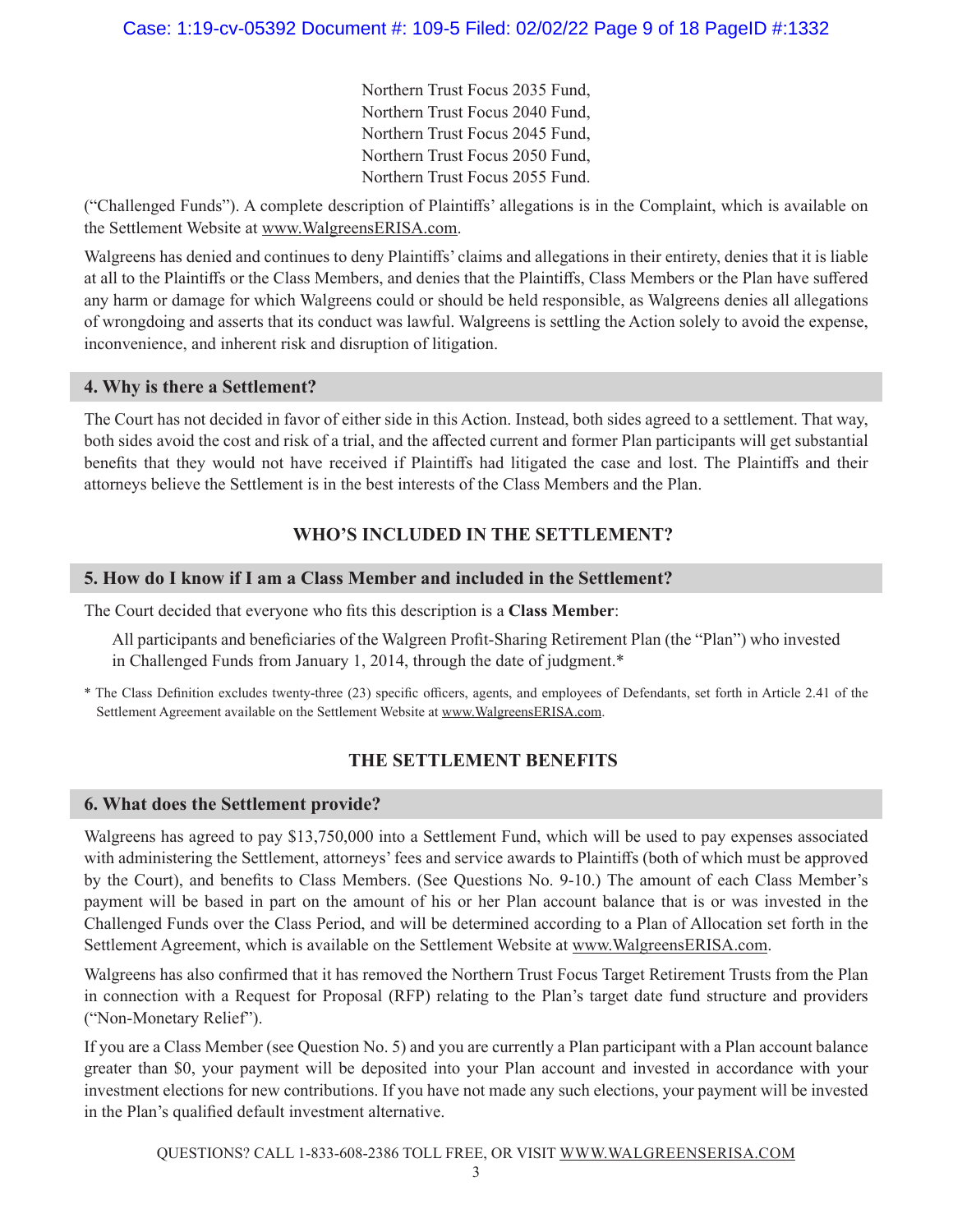Northern Trust Focus 2035 Fund,
Northern Trust Focus 2040 Fund,
Northern Trust Focus 2045 Fund,
Northern Trust Focus 2050 Fund,
Northern Trust Focus 2055 Fund.

("Challenged Funds"). A complete description of Plaintiffs' allegations is in the Complaint, which is available on the Settlement Website at www.WalgreensERISA.com.

Walgreens has denied and continues to deny Plaintiffs' claims and allegations in their entirety, denies that it is liable at all to the Plaintiffs or the Class Members, and denies that the Plaintiffs, Class Members or the Plan have suffered any harm or damage for which Walgreens could or should be held responsible, as Walgreens denies all allegations of wrongdoing and asserts that its conduct was lawful. Walgreens is settling the Action solely to avoid the expense, inconvenience, and inherent risk and disruption of litigation.

### 4. Why is there a Settlement?

The Court has not decided in favor of either side in this Action. Instead, both sides agreed to a settlement. That way, both sides avoid the cost and risk of a trial, and the affected current and former Plan participants will get substantial benefits that they would not have received if Plaintiffs had litigated the case and lost. The Plaintiffs and their attorneys believe the Settlement is in the best interests of the Class Members and the Plan.

## WHO'S INCLUDED IN THE SETTLEMENT?

### 5. How do I know if I am a Class Member and included in the Settlement?

The Court decided that everyone who fits this description is a **Class Member**:

> All participants and beneficiaries of the Walgreen Profit-Sharing Retirement Plan (the "Plan") who invested in Challenged Funds from January 1, 2014, through the date of judgment.*

* The Class Definition excludes twenty-three (23) specific officers, agents, and employees of Defendants, set forth in Article 2.41 of the Settlement Agreement available on the Settlement Website at www.WalgreensERISA.com.

## THE SETTLEMENT BENEFITS

### 6. What does the Settlement provide?

Walgreens has agreed to pay $13,750,000 into a Settlement Fund, which will be used to pay expenses associated with administering the Settlement, attorneys' fees and service awards to Plaintiffs (both of which must be approved by the Court), and benefits to Class Members. (See Questions No. 9-10.) The amount of each Class Member's payment will be based in part on the amount of his or her Plan account balance that is or was invested in the Challenged Funds over the Class Period, and will be determined according to a Plan of Allocation set forth in the Settlement Agreement, which is available on the Settlement Website at www.WalgreensERISA.com.

Walgreens has also confirmed that it has removed the Northern Trust Focus Target Retirement Trusts from the Plan in connection with a Request for Proposal (RFP) relating to the Plan's target date fund structure and providers ("Non-Monetary Relief").

If you are a Class Member (see Question No. 5) and you are currently a Plan participant with a Plan account balance greater than $0, your payment will be deposited into your Plan account and invested in accordance with your investment elections for new contributions. If you have not made any such elections, your payment will be invested in the Plan's qualified default investment alternative.

QUESTIONS? CALL 1-833-608-2386 TOLL FREE, OR VISIT WWW.WALGREENSERISA.COM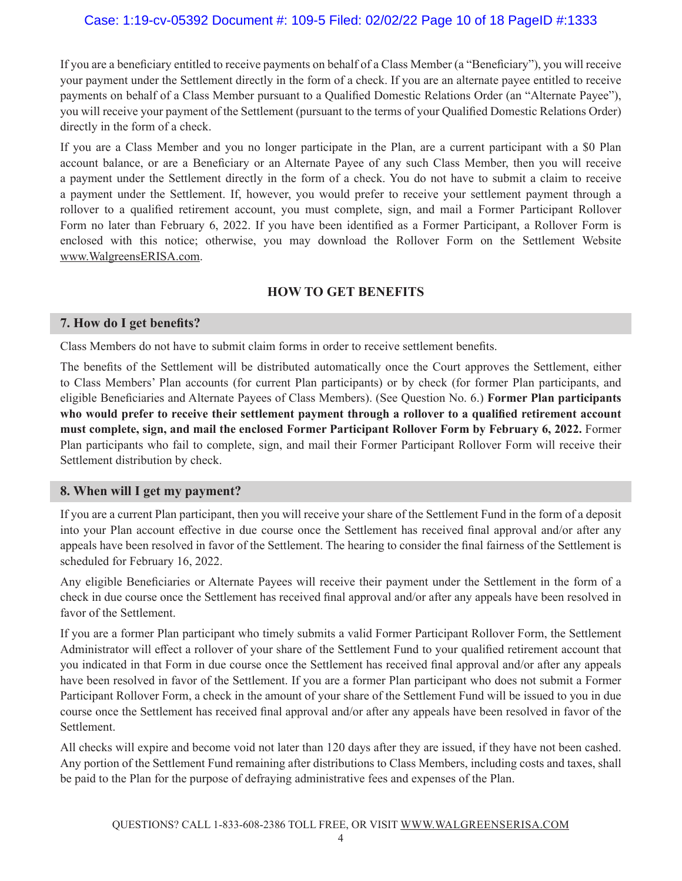If you are a beneficiary entitled to receive payments on behalf of a Class Member (a "Beneficiary"), you will receive your payment under the Settlement directly in the form of a check. If you are an alternate payee entitled to receive payments on behalf of a Class Member pursuant to a Qualified Domestic Relations Order (an "Alternate Payee"), you will receive your payment of the Settlement (pursuant to the terms of your Qualified Domestic Relations Order) directly in the form of a check.

If you are a Class Member and you no longer participate in the Plan, are a current participant with a $0 Plan account balance, or are a Beneficiary or an Alternate Payee of any such Class Member, then you will receive a payment under the Settlement directly in the form of a check. You do not have to submit a claim to receive a payment under the Settlement. If, however, you would prefer to receive your settlement payment through a rollover to a qualified retirement account, you must complete, sign, and mail a Former Participant Rollover Form no later than February 6, 2022. If you have been identified as a Former Participant, a Rollover Form is enclosed with this notice; otherwise, you may download the Rollover Form on the Settlement Website www.WalgreensERISA.com.

## HOW TO GET BENEFITS

### 7. How do I get benefits?

Class Members do not have to submit claim forms in order to receive settlement benefits.

The benefits of the Settlement will be distributed automatically once the Court approves the Settlement, either to Class Members' Plan accounts (for current Plan participants) or by check (for former Plan participants, and eligible Beneficiaries and Alternate Payees of Class Members). (See Question No. 6.) **Former Plan participants who would prefer to receive their settlement payment through a rollover to a qualified retirement account must complete, sign, and mail the enclosed Former Participant Rollover Form by February 6, 2022.** Former Plan participants who fail to complete, sign, and mail their Former Participant Rollover Form will receive their Settlement distribution by check.

### 8. When will I get my payment?

If you are a current Plan participant, then you will receive your share of the Settlement Fund in the form of a deposit into your Plan account effective in due course once the Settlement has received final approval and/or after any appeals have been resolved in favor of the Settlement. The hearing to consider the final fairness of the Settlement is scheduled for February 16, 2022.

Any eligible Beneficiaries or Alternate Payees will receive their payment under the Settlement in the form of a check in due course once the Settlement has received final approval and/or after any appeals have been resolved in favor of the Settlement.

If you are a former Plan participant who timely submits a valid Former Participant Rollover Form, the Settlement Administrator will effect a rollover of your share of the Settlement Fund to your qualified retirement account that you indicated in that Form in due course once the Settlement has received final approval and/or after any appeals have been resolved in favor of the Settlement. If you are a former Plan participant who does not submit a Former Participant Rollover Form, a check in the amount of your share of the Settlement Fund will be issued to you in due course once the Settlement has received final approval and/or after any appeals have been resolved in favor of the Settlement.

All checks will expire and become void not later than 120 days after they are issued, if they have not been cashed. Any portion of the Settlement Fund remaining after distributions to Class Members, including costs and taxes, shall be paid to the Plan for the purpose of defraying administrative fees and expenses of the Plan.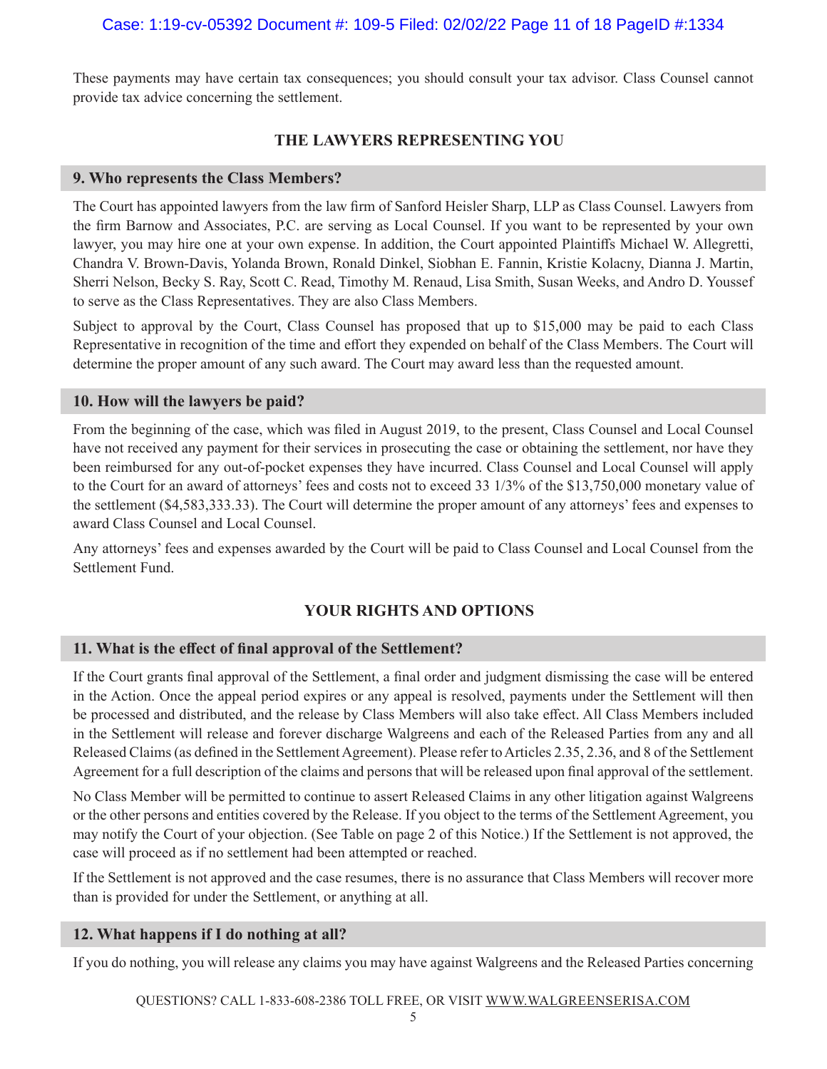These payments may have certain tax consequences; you should consult your tax advisor. Class Counsel cannot provide tax advice concerning the settlement.

## THE LAWYERS REPRESENTING YOU

### 9. Who represents the Class Members?

The Court has appointed lawyers from the law firm of Sanford Heisler Sharp, LLP as Class Counsel. Lawyers from the firm Barnow and Associates, P.C. are serving as Local Counsel. If you want to be represented by your own lawyer, you may hire one at your own expense. In addition, the Court appointed Plaintiffs Michael W. Allegretti, Chandra V. Brown-Davis, Yolanda Brown, Ronald Dinkel, Siobhan E. Fannin, Kristie Kolacny, Dianna J. Martin, Sherri Nelson, Becky S. Ray, Scott C. Read, Timothy M. Renaud, Lisa Smith, Susan Weeks, and Andro D. Youssef to serve as the Class Representatives. They are also Class Members.

Subject to approval by the Court, Class Counsel has proposed that up to $15,000 may be paid to each Class Representative in recognition of the time and effort they expended on behalf of the Class Members. The Court will determine the proper amount of any such award. The Court may award less than the requested amount.

### 10. How will the lawyers be paid?

From the beginning of the case, which was filed in August 2019, to the present, Class Counsel and Local Counsel have not received any payment for their services in prosecuting the case or obtaining the settlement, nor have they been reimbursed for any out-of-pocket expenses they have incurred. Class Counsel and Local Counsel will apply to the Court for an award of attorneys' fees and costs not to exceed 33 1/3% of the $13,750,000 monetary value of the settlement ($4,583,333.33). The Court will determine the proper amount of any attorneys' fees and expenses to award Class Counsel and Local Counsel.

Any attorneys' fees and expenses awarded by the Court will be paid to Class Counsel and Local Counsel from the Settlement Fund.

## YOUR RIGHTS AND OPTIONS

### 11. What is the effect of final approval of the Settlement?

If the Court grants final approval of the Settlement, a final order and judgment dismissing the case will be entered in the Action. Once the appeal period expires or any appeal is resolved, payments under the Settlement will then be processed and distributed, and the release by Class Members will also take effect. All Class Members included in the Settlement will release and forever discharge Walgreens and each of the Released Parties from any and all Released Claims (as defined in the Settlement Agreement). Please refer to Articles 2.35, 2.36, and 8 of the Settlement Agreement for a full description of the claims and persons that will be released upon final approval of the settlement.

No Class Member will be permitted to continue to assert Released Claims in any other litigation against Walgreens or the other persons and entities covered by the Release. If you object to the terms of the Settlement Agreement, you may notify the Court of your objection. (See Table on page 2 of this Notice.) If the Settlement is not approved, the case will proceed as if no settlement had been attempted or reached.

If the Settlement is not approved and the case resumes, there is no assurance that Class Members will recover more than is provided for under the Settlement, or anything at all.

### 12. What happens if I do nothing at all?

If you do nothing, you will release any claims you may have against Walgreens and the Released Parties concerning

QUESTIONS? CALL 1-833-608-2386 TOLL FREE, OR VISIT WWW.WALGREENSERISA.COM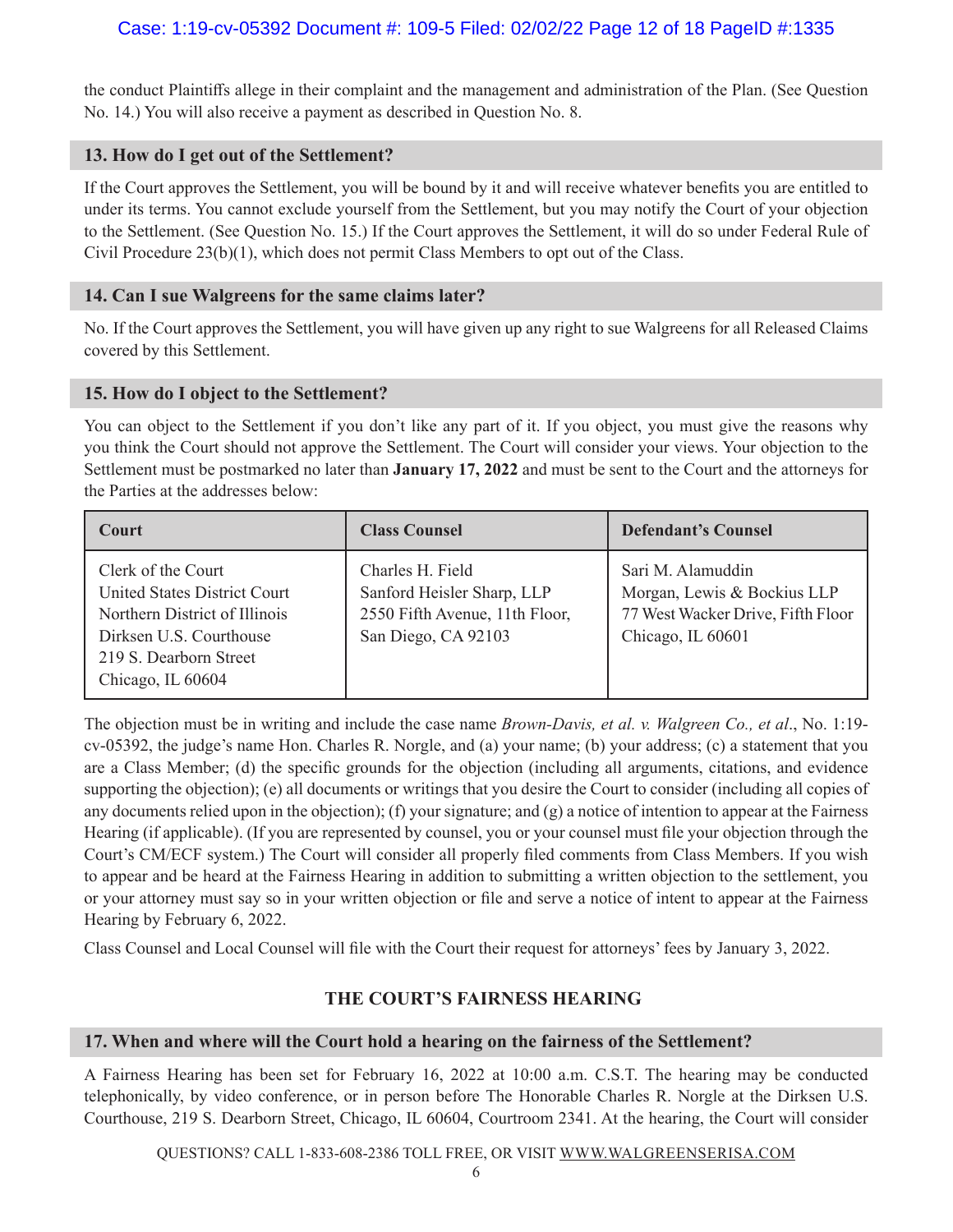the conduct Plaintiffs allege in their complaint and the management and administration of the Plan. (See Question No. 14.) You will also receive a payment as described in Question No. 8.

### 13. How do I get out of the Settlement?

If the Court approves the Settlement, you will be bound by it and will receive whatever benefits you are entitled to under its terms. You cannot exclude yourself from the Settlement, but you may notify the Court of your objection to the Settlement. (See Question No. 15.) If the Court approves the Settlement, it will do so under Federal Rule of Civil Procedure 23(b)(1), which does not permit Class Members to opt out of the Class.

### 14. Can I sue Walgreens for the same claims later?

No. If the Court approves the Settlement, you will have given up any right to sue Walgreens for all Released Claims covered by this Settlement.

### 15. How do I object to the Settlement?

You can object to the Settlement if you don't like any part of it. If you object, you must give the reasons why you think the Court should not approve the Settlement. The Court will consider your views. Your objection to the Settlement must be postmarked no later than **January 17, 2022** and must be sent to the Court and the attorneys for the Parties at the addresses below:

| Court | Class Counsel | Defendant's Counsel |
|---|---|---|
| Clerk of the Court<br>United States District Court<br>Northern District of Illinois<br>Dirksen U.S. Courthouse<br>219 S. Dearborn Street<br>Chicago, IL 60604 | Charles H. Field<br>Sanford Heisler Sharp, LLP<br>2550 Fifth Avenue, 11th Floor,<br>San Diego, CA 92103 | Sari M. Alamuddin<br>Morgan, Lewis & Bockius LLP<br>77 West Wacker Drive, Fifth Floor<br>Chicago, IL 60601 |

The objection must be in writing and include the case name *Brown-Davis, et al. v. Walgreen Co., et al*., No. 1:19-cv-05392, the judge's name Hon. Charles R. Norgle, and (a) your name; (b) your address; (c) a statement that you are a Class Member; (d) the specific grounds for the objection (including all arguments, citations, and evidence supporting the objection); (e) all documents or writings that you desire the Court to consider (including all copies of any documents relied upon in the objection); (f) your signature; and (g) a notice of intention to appear at the Fairness Hearing (if applicable). (If you are represented by counsel, you or your counsel must file your objection through the Court's CM/ECF system.) The Court will consider all properly filed comments from Class Members. If you wish to appear and be heard at the Fairness Hearing in addition to submitting a written objection to the settlement, you or your attorney must say so in your written objection or file and serve a notice of intent to appear at the Fairness Hearing by February 6, 2022.

Class Counsel and Local Counsel will file with the Court their request for attorneys' fees by January 3, 2022.

## THE COURT'S FAIRNESS HEARING

### 17. When and where will the Court hold a hearing on the fairness of the Settlement?

A Fairness Hearing has been set for February 16, 2022 at 10:00 a.m. C.S.T. The hearing may be conducted telephonically, by video conference, or in person before The Honorable Charles R. Norgle at the Dirksen U.S. Courthouse, 219 S. Dearborn Street, Chicago, IL 60604, Courtroom 2341. At the hearing, the Court will consider

QUESTIONS? CALL 1-833-608-2386 TOLL FREE, OR VISIT WWW.WALGREENSERISA.COM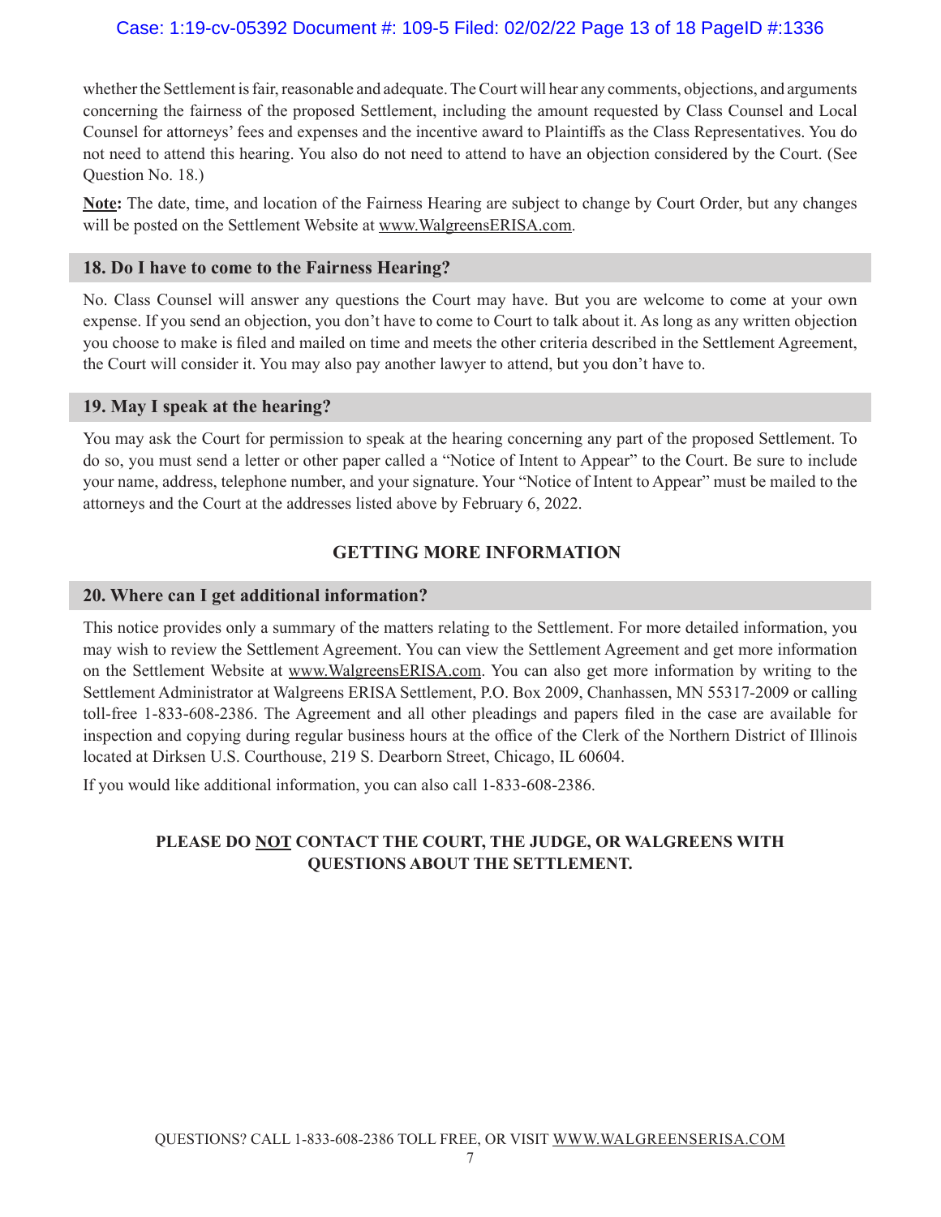whether the Settlement is fair, reasonable and adequate. The Court will hear any comments, objections, and arguments concerning the fairness of the proposed Settlement, including the amount requested by Class Counsel and Local Counsel for attorneys' fees and expenses and the incentive award to Plaintiffs as the Class Representatives. You do not need to attend this hearing. You also do not need to attend to have an objection considered by the Court. (See Question No. 18.)

**Note:** The date, time, and location of the Fairness Hearing are subject to change by Court Order, but any changes will be posted on the Settlement Website at www.WalgreensERISA.com.

### 18. Do I have to come to the Fairness Hearing?

No. Class Counsel will answer any questions the Court may have. But you are welcome to come at your own expense. If you send an objection, you don't have to come to Court to talk about it. As long as any written objection you choose to make is filed and mailed on time and meets the other criteria described in the Settlement Agreement, the Court will consider it. You may also pay another lawyer to attend, but you don't have to.

### 19. May I speak at the hearing?

You may ask the Court for permission to speak at the hearing concerning any part of the proposed Settlement. To do so, you must send a letter or other paper called a "Notice of Intent to Appear" to the Court. Be sure to include your name, address, telephone number, and your signature. Your "Notice of Intent to Appear" must be mailed to the attorneys and the Court at the addresses listed above by February 6, 2022.

## GETTING MORE INFORMATION

### 20. Where can I get additional information?

This notice provides only a summary of the matters relating to the Settlement. For more detailed information, you may wish to review the Settlement Agreement. You can view the Settlement Agreement and get more information on the Settlement Website at www.WalgreensERISA.com. You can also get more information by writing to the Settlement Administrator at Walgreens ERISA Settlement, P.O. Box 2009, Chanhassen, MN 55317-2009 or calling toll-free 1-833-608-2386. The Agreement and all other pleadings and papers filed in the case are available for inspection and copying during regular business hours at the office of the Clerk of the Northern District of Illinois located at Dirksen U.S. Courthouse, 219 S. Dearborn Street, Chicago, IL 60604.

If you would like additional information, you can also call 1-833-608-2386.

**PLEASE DO NOT CONTACT THE COURT, THE JUDGE, OR WALGREENS WITH QUESTIONS ABOUT THE SETTLEMENT.**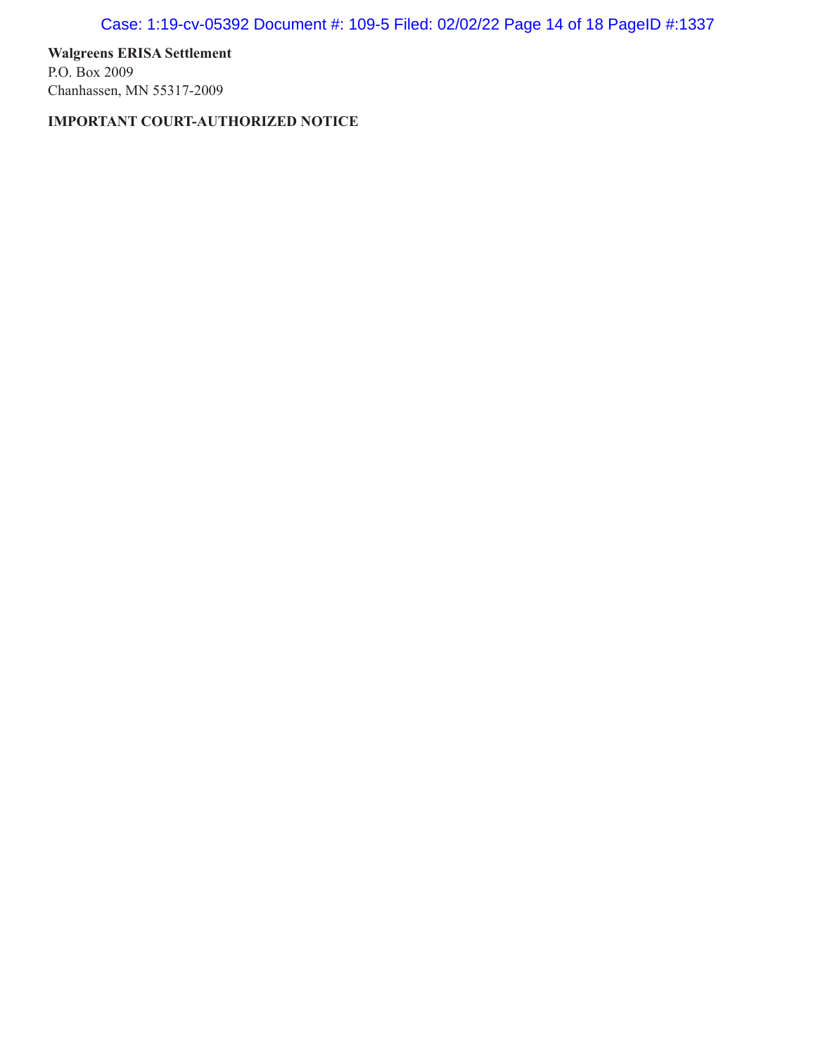**Walgreens ERISA Settlement**
P.O. Box 2009
Chanhassen, MN 55317-2009

**IMPORTANT COURT-AUTHORIZED NOTICE**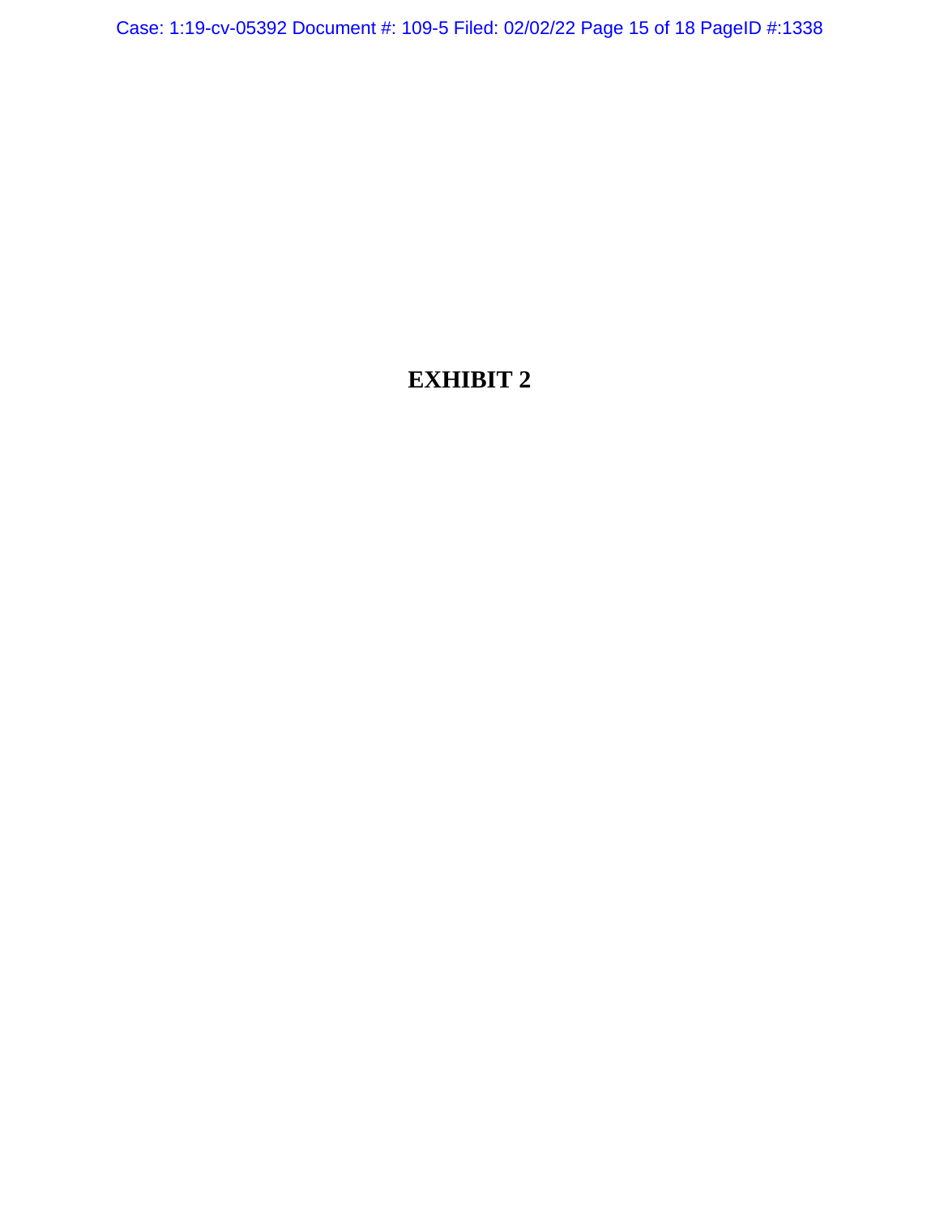# EXHIBIT 2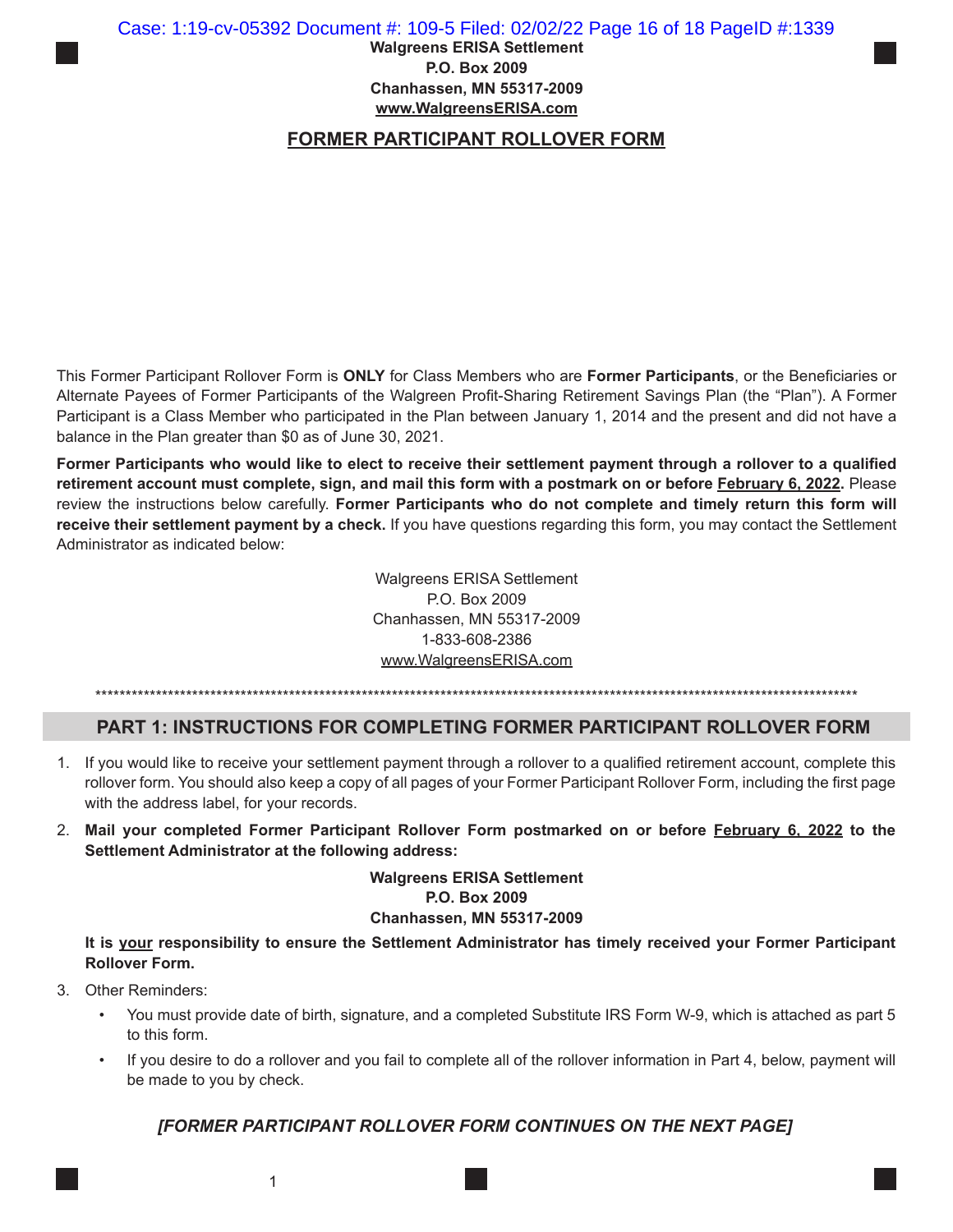**Walgreens ERISA Settlement**
**P.O. Box 2009**
**Chanhassen, MN 55317-2009**
**www.WalgreensERISA.com**

# FORMER PARTICIPANT ROLLOVER FORM

This Former Participant Rollover Form is **ONLY** for Class Members who are **Former Participants**, or the Beneficiaries or Alternate Payees of Former Participants of the Walgreen Profit-Sharing Retirement Savings Plan (the "Plan"). A Former Participant is a Class Member who participated in the Plan between January 1, 2014 and the present and did not have a balance in the Plan greater than $0 as of June 30, 2021.

**Former Participants who would like to elect to receive their settlement payment through a rollover to a qualified retirement account must complete, sign, and mail this form with a postmark on or before February 6, 2022.** Please review the instructions below carefully. **Former Participants who do not complete and timely return this form will receive their settlement payment by a check.** If you have questions regarding this form, you may contact the Settlement Administrator as indicated below:

Walgreens ERISA Settlement
P.O. Box 2009
Chanhassen, MN 55317-2009
1-833-608-2386
www.WalgreensERISA.com

************************************************************************************************************************

## PART 1: INSTRUCTIONS FOR COMPLETING FORMER PARTICIPANT ROLLOVER FORM

1. If you would like to receive your settlement payment through a rollover to a qualified retirement account, complete this rollover form. You should also keep a copy of all pages of your Former Participant Rollover Form, including the first page with the address label, for your records.
2. **Mail your completed Former Participant Rollover Form postmarked on or before February 6, 2022 to the Settlement Administrator at the following address:**

   **Walgreens ERISA Settlement**
   **P.O. Box 2009**
   **Chanhassen, MN 55317-2009**

   **It is your responsibility to ensure the Settlement Administrator has timely received your Former Participant Rollover Form.**
3. Other Reminders:
   - You must provide date of birth, signature, and a completed Substitute IRS Form W-9, which is attached as part 5 to this form.
   - If you desire to do a rollover and you fail to complete all of the rollover information in Part 4, below, payment will be made to you by check.

***[FORMER PARTICIPANT ROLLOVER FORM CONTINUES ON THE NEXT PAGE]***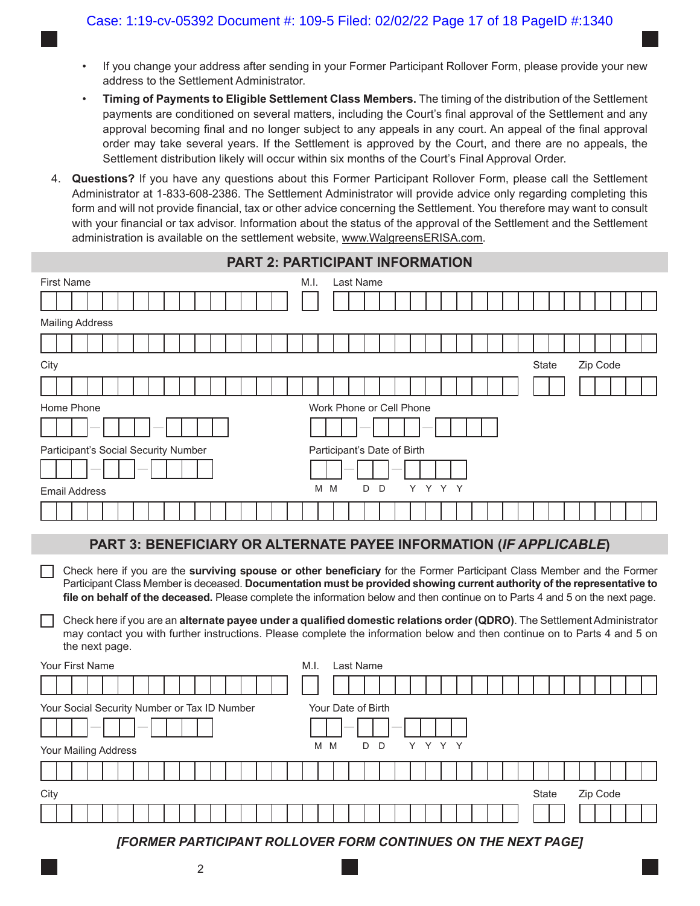- If you change your address after sending in your Former Participant Rollover Form, please provide your new address to the Settlement Administrator.
- **Timing of Payments to Eligible Settlement Class Members.** The timing of the distribution of the Settlement payments are conditioned on several matters, including the Court's final approval of the Settlement and any approval becoming final and no longer subject to any appeals in any court. An appeal of the final approval order may take several years. If the Settlement is approved by the Court, and there are no appeals, the Settlement distribution likely will occur within six months of the Court's Final Approval Order.

4. **Questions?** If you have any questions about this Former Participant Rollover Form, please call the Settlement Administrator at 1-833-608-2386. The Settlement Administrator will provide advice only regarding completing this form and will not provide financial, tax or other advice concerning the Settlement. You therefore may want to consult with your financial or tax advisor. Information about the status of the approval of the Settlement and the Settlement administration is available on the settlement website, www.WalgreensERISA.com.

## PART 2: PARTICIPANT INFORMATION

First Name | M.I. | Last Name

Mailing Address

City | State | Zip Code

Home Phone | Work Phone or Cell Phone

Participant's Social Security Number | Participant's Date of Birth (MM DD YYYY)

Email Address

## PART 3: BENEFICIARY OR ALTERNATE PAYEE INFORMATION (*IF APPLICABLE*)

☐ Check here if you are the **surviving spouse or other beneficiary** for the Former Participant Class Member and the Former Participant Class Member is deceased. **Documentation must be provided showing current authority of the representative to file on behalf of the deceased.** Please complete the information below and then continue on to Parts 4 and 5 on the next page.

☐ Check here if you are an **alternate payee under a qualified domestic relations order (QDRO)**. The Settlement Administrator may contact you with further instructions. Please complete the information below and then continue on to Parts 4 and 5 on the next page.

Your First Name | M.I. | Last Name

Your Social Security Number or Tax ID Number | Your Date of Birth (MM DD YYYY)

Your Mailing Address

City | State | Zip Code

***[FORMER PARTICIPANT ROLLOVER FORM CONTINUES ON THE NEXT PAGE]***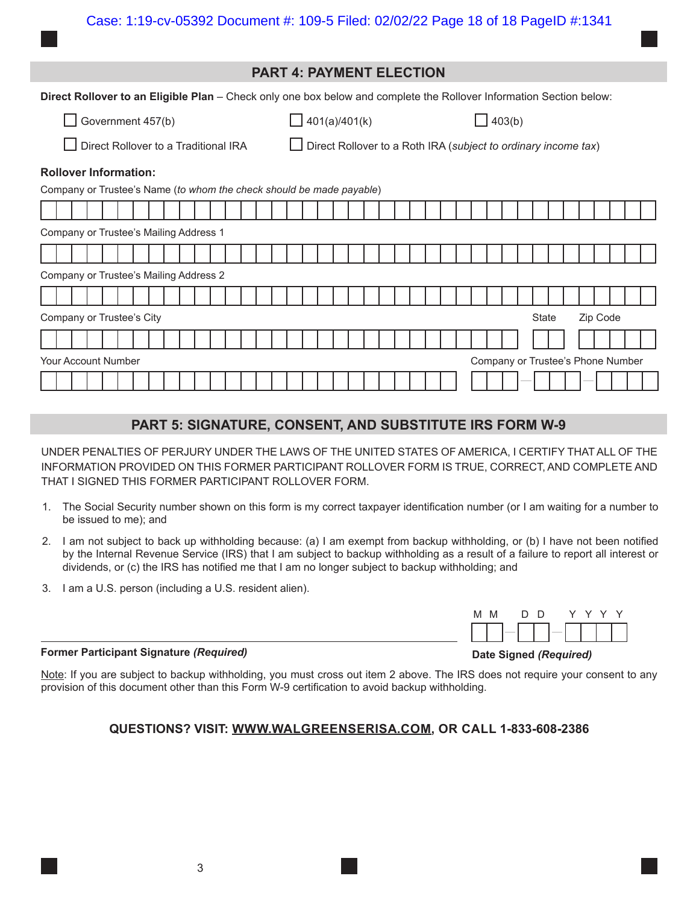## PART 4: PAYMENT ELECTION

**Direct Rollover to an Eligible Plan** – Check only one box below and complete the Rollover Information Section below:

☐ Government 457(b) ☐ 401(a)/401(k) ☐ 403(b)

☐ Direct Rollover to a Traditional IRA ☐ Direct Rollover to a Roth IRA (*subject to ordinary income tax*)

**Rollover Information:**

Company or Trustee's Name (*to whom the check should be made payable*)

Company or Trustee's Mailing Address 1

Company or Trustee's Mailing Address 2

Company or Trustee's City State Zip Code

Your Account Number Company or Trustee's Phone Number

## PART 5: SIGNATURE, CONSENT, AND SUBSTITUTE IRS FORM W-9

UNDER PENALTIES OF PERJURY UNDER THE LAWS OF THE UNITED STATES OF AMERICA, I CERTIFY THAT ALL OF THE INFORMATION PROVIDED ON THIS FORMER PARTICIPANT ROLLOVER FORM IS TRUE, CORRECT, AND COMPLETE AND THAT I SIGNED THIS FORMER PARTICIPANT ROLLOVER FORM.

1. The Social Security number shown on this form is my correct taxpayer identification number (or I am waiting for a number to be issued to me); and
2. I am not subject to back up withholding because: (a) I am exempt from backup withholding, or (b) I have not been notified by the Internal Revenue Service (IRS) that I am subject to backup withholding as a result of a failure to report all interest or dividends, or (c) the IRS has notified me that I am no longer subject to backup withholding; and
3. I am a U.S. person (including a U.S. resident alien).

**Former Participant Signature *(Required)***

M M – D D – Y Y Y Y

**Date Signed *(Required)***

Note: If you are subject to backup withholding, you must cross out item 2 above. The IRS does not require your consent to any provision of this document other than this Form W-9 certification to avoid backup withholding.

**QUESTIONS? VISIT: WWW.WALGREENSERISA.COM, OR CALL 1-833-608-2386**